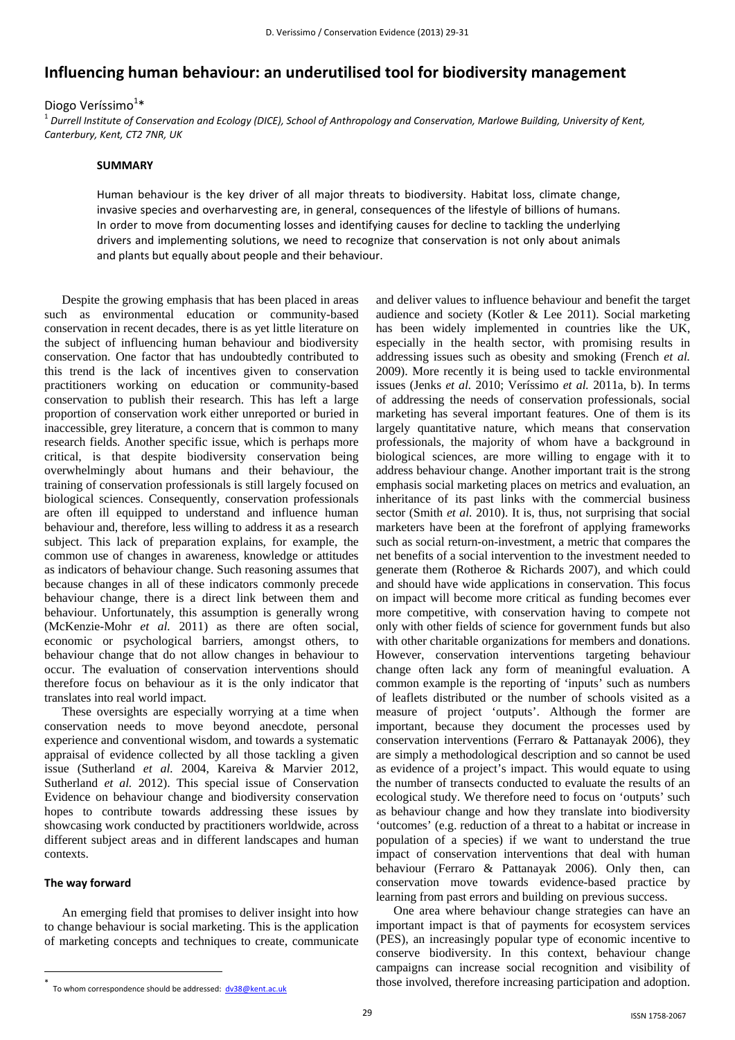# Influencing human behaviour: an underutilised tool for biodiversity management

Diogo Veríssimo[1]*

[1] *Durrell Institute of Conservation and Ecology (DICE), School of Anthropology and Conservation, Marlowe Building, University of Kent, Canterbury, Kent, CT2 7NR, UK*

## SUMMARY

Human behaviour is the key driver of all major threats to biodiversity. Habitat loss, climate change, invasive species and overharvesting are, in general, consequences of the lifestyle of billions of humans. In order to move from documenting losses and identifying causes for decline to tackling the underlying drivers and implementing solutions, we need to recognize that conservation is not only about animals and plants but equally about people and their behaviour.

Despite the growing emphasis that has been placed in areas such as environmental education or community-based conservation in recent decades, there is as yet little literature on the subject of influencing human behaviour and biodiversity conservation. One factor that has undoubtedly contributed to this trend is the lack of incentives given to conservation practitioners working on education or community-based conservation to publish their research. This has left a large proportion of conservation work either unreported or buried in inaccessible, grey literature, a concern that is common to many research fields. Another specific issue, which is perhaps more critical, is that despite biodiversity conservation being overwhelmingly about humans and their behaviour, the training of conservation professionals is still largely focused on biological sciences. Consequently, conservation professionals are often ill equipped to understand and influence human behaviour and, therefore, less willing to address it as a research subject. This lack of preparation explains, for example, the common use of changes in awareness, knowledge or attitudes as indicators of behaviour change. Such reasoning assumes that because changes in all of these indicators commonly precede behaviour change, there is a direct link between them and behaviour. Unfortunately, this assumption is generally wrong (McKenzie-Mohr *et al.* 2011) as there are often social, economic or psychological barriers, amongst others, to behaviour change that do not allow changes in behaviour to occur. The evaluation of conservation interventions should therefore focus on behaviour as it is the only indicator that translates into real world impact.

These oversights are especially worrying at a time when conservation needs to move beyond anecdote, personal experience and conventional wisdom, and towards a systematic appraisal of evidence collected by all those tackling a given issue (Sutherland *et al.* 2004, Kareiva & Marvier 2012, Sutherland *et al.* 2012). This special issue of Conservation Evidence on behaviour change and biodiversity conservation hopes to contribute towards addressing these issues by showcasing work conducted by practitioners worldwide, across different subject areas and in different landscapes and human contexts.

### The way forward

An emerging field that promises to deliver insight into how to change behaviour is social marketing. This is the application of marketing concepts and techniques to create, communicate and deliver values to influence behaviour and benefit the target audience and society (Kotler & Lee 2011). Social marketing has been widely implemented in countries like the UK, especially in the health sector, with promising results in addressing issues such as obesity and smoking (French *et al.* 2009). More recently it is being used to tackle environmental issues (Jenks *et al.* 2010; Veríssimo *et al.* 2011a, b). In terms of addressing the needs of conservation professionals, social marketing has several important features. One of them is its largely quantitative nature, which means that conservation professionals, the majority of whom have a background in biological sciences, are more willing to engage with it to address behaviour change. Another important trait is the strong emphasis social marketing places on metrics and evaluation, an inheritance of its past links with the commercial business sector (Smith *et al.* 2010). It is, thus, not surprising that social marketers have been at the forefront of applying frameworks such as social return-on-investment, a metric that compares the net benefits of a social intervention to the investment needed to generate them (Rotheroe & Richards 2007), and which could and should have wide applications in conservation. This focus on impact will become more critical as funding becomes ever more competitive, with conservation having to compete not only with other fields of science for government funds but also with other charitable organizations for members and donations. However, conservation interventions targeting behaviour change often lack any form of meaningful evaluation. A common example is the reporting of 'inputs' such as numbers of leaflets distributed or the number of schools visited as a measure of project 'outputs'. Although the former are important, because they document the processes used by conservation interventions (Ferraro & Pattanayak 2006), they are simply a methodological description and so cannot be used as evidence of a project's impact. This would equate to using the number of transects conducted to evaluate the results of an ecological study. We therefore need to focus on 'outputs' such as behaviour change and how they translate into biodiversity 'outcomes' (e.g. reduction of a threat to a habitat or increase in population of a species) if we want to understand the true impact of conservation interventions that deal with human behaviour (Ferraro & Pattanayak 2006). Only then, can conservation move towards evidence-based practice by learning from past errors and building on previous success.

One area where behaviour change strategies can have an important impact is that of payments for ecosystem services (PES), an increasingly popular type of economic incentive to conserve biodiversity. In this context, behaviour change campaigns can increase social recognition and visibility of those involved, therefore increasing participation and adoption.

* To whom correspondence should be addressed: dv38@kent.ac.uk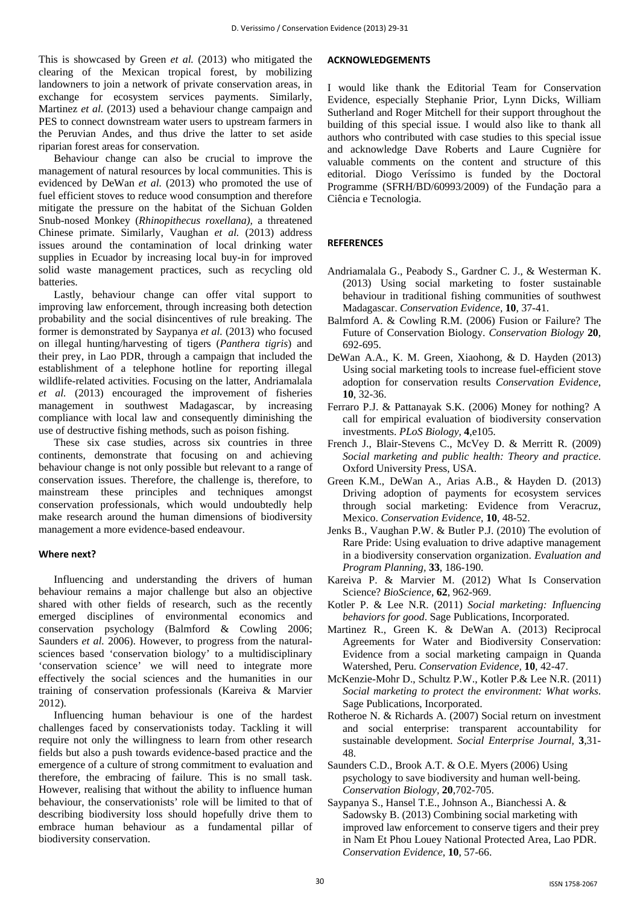This is showcased by Green *et al.* (2013) who mitigated the clearing of the Mexican tropical forest, by mobilizing landowners to join a network of private conservation areas, in exchange for ecosystem services payments. Similarly, Martinez *et al.* (2013) used a behaviour change campaign and PES to connect downstream water users to upstream farmers in the Peruvian Andes, and thus drive the latter to set aside riparian forest areas for conservation.

Behaviour change can also be crucial to improve the management of natural resources by local communities. This is evidenced by DeWan *et al.* (2013) who promoted the use of fuel efficient stoves to reduce wood consumption and therefore mitigate the pressure on the habitat of the Sichuan Golden Snub-nosed Monkey (*Rhinopithecus roxellana)*, a threatened Chinese primate. Similarly, Vaughan *et al.* (2013) address issues around the contamination of local drinking water supplies in Ecuador by increasing local buy-in for improved solid waste management practices, such as recycling old batteries.

Lastly, behaviour change can offer vital support to improving law enforcement, through increasing both detection probability and the social disincentives of rule breaking. The former is demonstrated by Saypanya *et al.* (2013) who focused on illegal hunting/harvesting of tigers (*Panthera tigris*) and their prey, in Lao PDR, through a campaign that included the establishment of a telephone hotline for reporting illegal wildlife-related activities. Focusing on the latter, Andriamalala *et al.* (2013) encouraged the improvement of fisheries management in southwest Madagascar, by increasing compliance with local law and consequently diminishing the use of destructive fishing methods, such as poison fishing.

These six case studies, across six countries in three continents, demonstrate that focusing on and achieving behaviour change is not only possible but relevant to a range of conservation issues. Therefore, the challenge is, therefore, to mainstream these principles and techniques amongst conservation professionals, which would undoubtedly help make research around the human dimensions of biodiversity management a more evidence-based endeavour.

## Where next?

Influencing and understanding the drivers of human behaviour remains a major challenge but also an objective shared with other fields of research, such as the recently emerged disciplines of environmental economics and conservation psychology (Balmford & Cowling 2006; Saunders *et al.* 2006). However, to progress from the natural-sciences based 'conservation biology' to a multidisciplinary 'conservation science' we will need to integrate more effectively the social sciences and the humanities in our training of conservation professionals (Kareiva & Marvier 2012).

Influencing human behaviour is one of the hardest challenges faced by conservationists today. Tackling it will require not only the willingness to learn from other research fields but also a push towards evidence-based practice and the emergence of a culture of strong commitment to evaluation and therefore, the embracing of failure. This is no small task. However, realising that without the ability to influence human behaviour, the conservationists' role will be limited to that of describing biodiversity loss should hopefully drive them to embrace human behaviour as a fundamental pillar of biodiversity conservation.

## ACKNOWLEDGEMENTS

I would like thank the Editorial Team for Conservation Evidence, especially Stephanie Prior, Lynn Dicks, William Sutherland and Roger Mitchell for their support throughout the building of this special issue. I would also like to thank all authors who contributed with case studies to this special issue and acknowledge Dave Roberts and Laure Cugnière for valuable comments on the content and structure of this editorial. Diogo Veríssimo is funded by the Doctoral Programme (SFRH/BD/60993/2009) of the Fundação para a Ciência e Tecnologia.

## REFERENCES

Andriamalala G., Peabody S., Gardner C. J., & Westerman K. (2013) Using social marketing to foster sustainable behaviour in traditional fishing communities of southwest Madagascar. *Conservation Evidence*, **10**, 37-41.

Balmford A. & Cowling R.M. (2006) Fusion or Failure? The Future of Conservation Biology. *Conservation Biology* **20**, 692-695.

DeWan A.A., K. M. Green, Xiaohong, & D. Hayden (2013) Using social marketing tools to increase fuel-efficient stove adoption for conservation results *Conservation Evidence*, **10**, 32-36.

Ferraro P.J. & Pattanayak S.K. (2006) Money for nothing? A call for empirical evaluation of biodiversity conservation investments. *PLoS Biology,* **4**,e105.

French J., Blair-Stevens C., McVey D. & Merritt R. (2009) *Social marketing and public health: Theory and practice*. Oxford University Press, USA.

Green K.M., DeWan A., Arias A.B., & Hayden D. (2013) Driving adoption of payments for ecosystem services through social marketing: Evidence from Veracruz, Mexico. *Conservation Evidence*, **10**, 48-52.

Jenks B., Vaughan P.W. & Butler P.J. (2010) The evolution of Rare Pride: Using evaluation to drive adaptive management in a biodiversity conservation organization. *Evaluation and Program Planning,* **33**, 186-190.

Kareiva P. & Marvier M. (2012) What Is Conservation Science? *BioScience*, **62**, 962-969.

Kotler P. & Lee N.R. (2011) *Social marketing: Influencing behaviors for good*. Sage Publications, Incorporated.

Martinez R., Green K. & DeWan A. (2013) Reciprocal Agreements for Water and Biodiversity Conservation: Evidence from a social marketing campaign in Quanda Watershed, Peru. *Conservation Evidence,* **10**, 42-47.

McKenzie-Mohr D., Schultz P.W., Kotler P.& Lee N.R. (2011) *Social marketing to protect the environment: What works*. Sage Publications, Incorporated.

Rotheroe N. & Richards A. (2007) Social return on investment and social enterprise: transparent accountability for sustainable development. *Social Enterprise Journal*, **3**,31-48.

Saunders C.D., Brook A.T. & O.E. Myers (2006) Using psychology to save biodiversity and human well-being. *Conservation Biology,* **20**,702-705.

Saypanya S., Hansel T.E., Johnson A., Bianchessi A. & Sadowsky B. (2013) Combining social marketing with improved law enforcement to conserve tigers and their prey in Nam Et Phou Louey National Protected Area, Lao PDR. *Conservation Evidence,* **10**, 57-66.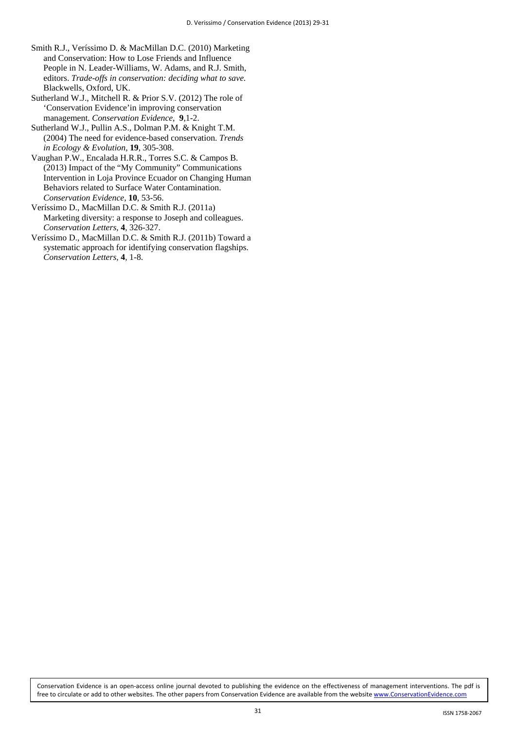Smith R.J., Veríssimo D. & MacMillan D.C. (2010) Marketing and Conservation: How to Lose Friends and Influence People in N. Leader-Williams, W. Adams, and R.J. Smith, editors. *Trade-offs in conservation: deciding what to save.* Blackwells, Oxford, UK.

Sutherland W.J., Mitchell R. & Prior S.V. (2012) The role of 'Conservation Evidence'in improving conservation management. *Conservation Evidence*, **9**,1-2.

Sutherland W.J., Pullin A.S., Dolman P.M. & Knight T.M. (2004) The need for evidence-based conservation. *Trends in Ecology & Evolution*, **19**, 305-308.

Vaughan P.W., Encalada H.R.R., Torres S.C. & Campos B. (2013) Impact of the "My Community" Communications Intervention in Loja Province Ecuador on Changing Human Behaviors related to Surface Water Contamination. *Conservation Evidence*, **10**, 53-56.

Veríssimo D., MacMillan D.C. & Smith R.J. (2011a) Marketing diversity: a response to Joseph and colleagues. *Conservation Letters*, **4**, 326-327.

Veríssimo D., MacMillan D.C. & Smith R.J. (2011b) Toward a systematic approach for identifying conservation flagships. *Conservation Letters*, **4**, 1-8.

Conservation Evidence is an open-access online journal devoted to publishing the evidence on the effectiveness of management interventions. The pdf is free to circulate or add to other websites. The other papers from Conservation Evidence are available from the website www.ConservationEvidence.com